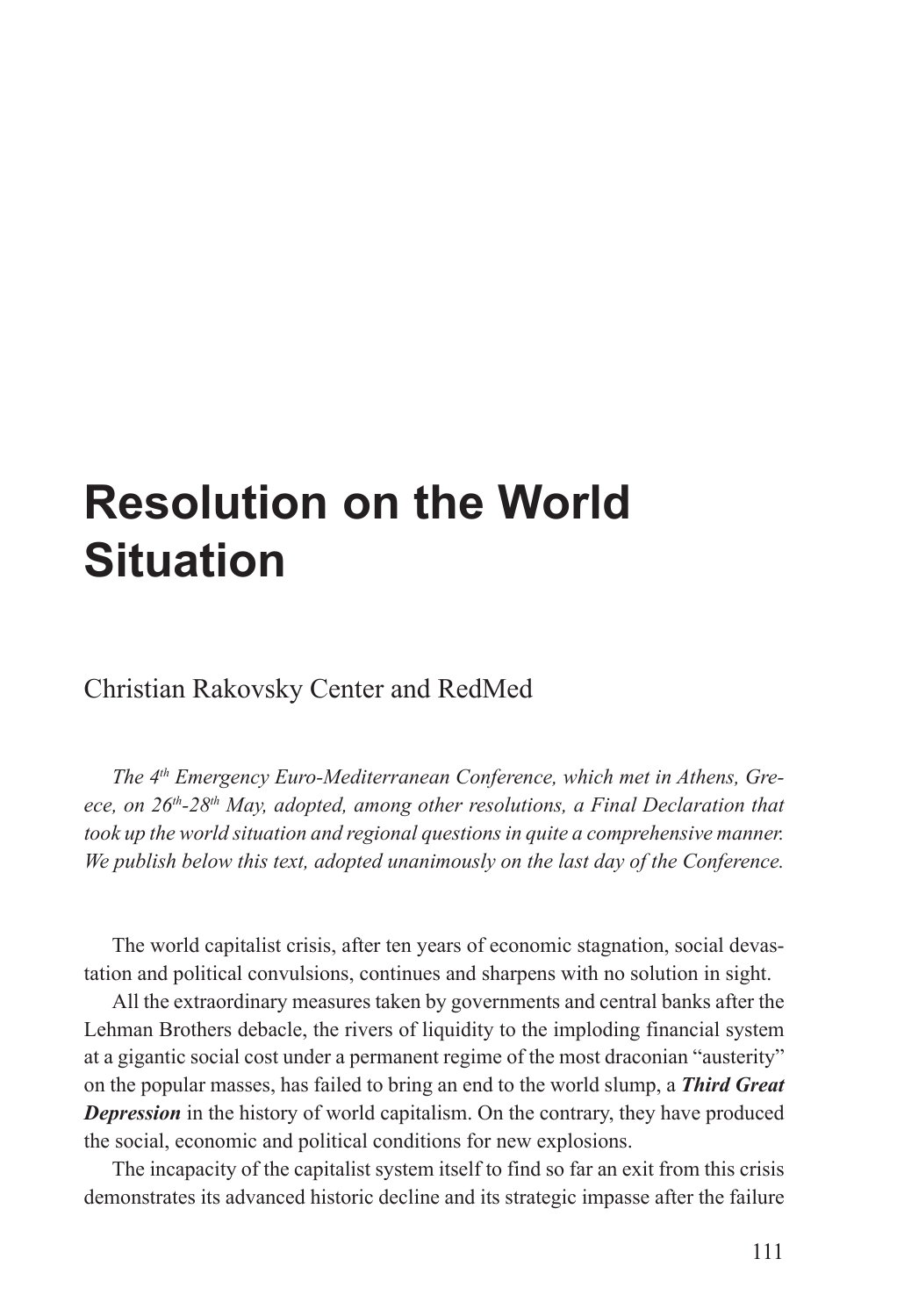# Resolution on the World Situation

Christian Rakovsky Center and RedMed

*The 4th Emergency Euro-Mediterranean Conference, which met in Athens, Greece, on 26th-28th May, adopted, among other resolutions, a Final Declaration that took up the world situation and regional questions in quite a comprehensive manner. We publish below this text, adopted unanimously on the last day of the Conference.*

The world capitalist crisis, after ten years of economic stagnation, social devastation and political convulsions, continues and sharpens with no solution in sight.

All the extraordinary measures taken by governments and central banks after the Lehman Brothers debacle, the rivers of liquidity to the imploding financial system at a gigantic social cost under a permanent regime of the most draconian "austerity" on the popular masses, has failed to bring an end to the world slump, a ***Third Great Depression*** in the history of world capitalism. On the contrary, they have produced the social, economic and political conditions for new explosions.

The incapacity of the capitalist system itself to find so far an exit from this crisis demonstrates its advanced historic decline and its strategic impasse after the failure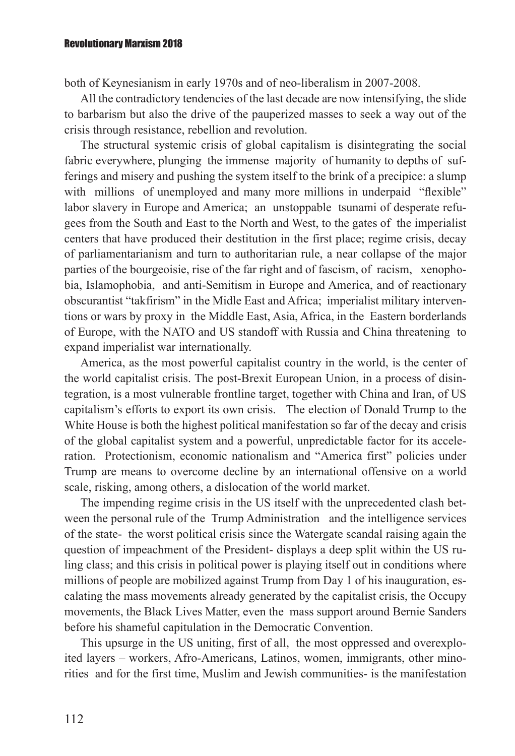both of Keynesianism in early 1970s and of neo-liberalism in 2007-2008.

All the contradictory tendencies of the last decade are now intensifying, the slide to barbarism but also the drive of the pauperized masses to seek a way out of the crisis through resistance, rebellion and revolution.

The structural systemic crisis of global capitalism is disintegrating the social fabric everywhere, plunging the immense majority of humanity to depths of sufferings and misery and pushing the system itself to the brink of a precipice: a slump with millions of unemployed and many more millions in underpaid "flexible" labor slavery in Europe and America; an unstoppable tsunami of desperate refugees from the South and East to the North and West, to the gates of the imperialist centers that have produced their destitution in the first place; regime crisis, decay of parliamentarianism and turn to authoritarian rule, a near collapse of the major parties of the bourgeoisie, rise of the far right and of fascism, of racism, xenophobia, Islamophobia, and anti-Semitism in Europe and America, and of reactionary obscurantist "takfirism" in the Midle East and Africa; imperialist military interventions or wars by proxy in the Middle East, Asia, Africa, in the Eastern borderlands of Europe, with the NATO and US standoff with Russia and China threatening to expand imperialist war internationally.

America, as the most powerful capitalist country in the world, is the center of the world capitalist crisis. The post-Brexit European Union, in a process of disintegration, is a most vulnerable frontline target, together with China and Iran, of US capitalism's efforts to export its own crisis. The election of Donald Trump to the White House is both the highest political manifestation so far of the decay and crisis of the global capitalist system and a powerful, unpredictable factor for its acceleration. Protectionism, economic nationalism and "America first" policies under Trump are means to overcome decline by an international offensive on a world scale, risking, among others, a dislocation of the world market.

The impending regime crisis in the US itself with the unprecedented clash between the personal rule of the Trump Administration and the intelligence services of the state- the worst political crisis since the Watergate scandal raising again the question of impeachment of the President- displays a deep split within the US ruling class; and this crisis in political power is playing itself out in conditions where millions of people are mobilized against Trump from Day 1 of his inauguration, escalating the mass movements already generated by the capitalist crisis, the Occupy movements, the Black Lives Matter, even the mass support around Bernie Sanders before his shameful capitulation in the Democratic Convention.

This upsurge in the US uniting, first of all, the most oppressed and overexploited layers – workers, Afro-Americans, Latinos, women, immigrants, other minorities and for the first time, Muslim and Jewish communities- is the manifestation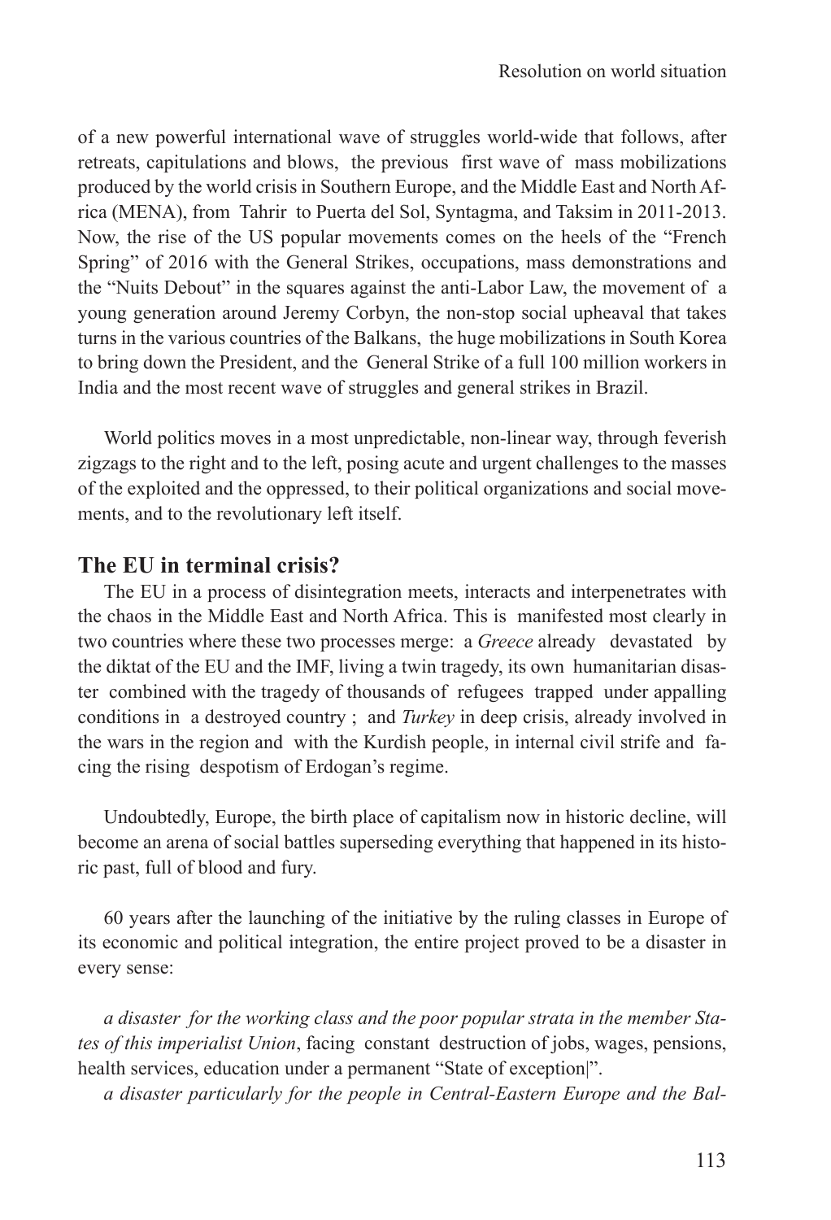of a new powerful international wave of struggles world-wide that follows, after retreats, capitulations and blows, the previous first wave of mass mobilizations produced by the world crisis in Southern Europe, and the Middle East and North Africa (MENA), from Tahrir to Puerta del Sol, Syntagma, and Taksim in 2011-2013. Now, the rise of the US popular movements comes on the heels of the "French Spring" of 2016 with the General Strikes, occupations, mass demonstrations and the "Nuits Debout" in the squares against the anti-Labor Law, the movement of a young generation around Jeremy Corbyn, the non-stop social upheaval that takes turns in the various countries of the Balkans, the huge mobilizations in South Korea to bring down the President, and the General Strike of a full 100 million workers in India and the most recent wave of struggles and general strikes in Brazil.

World politics moves in a most unpredictable, non-linear way, through feverish zigzags to the right and to the left, posing acute and urgent challenges to the masses of the exploited and the oppressed, to their political organizations and social movements, and to the revolutionary left itself.

## The EU in terminal crisis?

The EU in a process of disintegration meets, interacts and interpenetrates with the chaos in the Middle East and North Africa. This is manifested most clearly in two countries where these two processes merge: a *Greece* already devastated by the diktat of the EU and the IMF, living a twin tragedy, its own humanitarian disaster combined with the tragedy of thousands of refugees trapped under appalling conditions in a destroyed country ; and *Turkey* in deep crisis, already involved in the wars in the region and with the Kurdish people, in internal civil strife and facing the rising despotism of Erdogan's regime.

Undoubtedly, Europe, the birth place of capitalism now in historic decline, will become an arena of social battles superseding everything that happened in its historic past, full of blood and fury.

60 years after the launching of the initiative by the ruling classes in Europe of its economic and political integration, the entire project proved to be a disaster in every sense:

*a disaster for the working class and the poor popular strata in the member States of this imperialist Union*, facing constant destruction of jobs, wages, pensions, health services, education under a permanent "State of exception|".

*a disaster particularly for the people in Central-Eastern Europe and the Bal-*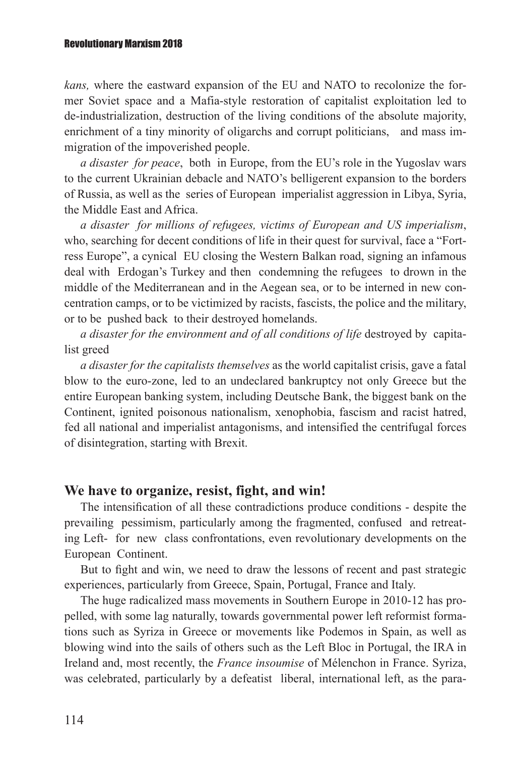*kans,* where the eastward expansion of the EU and NATO to recolonize the former Soviet space and a Mafia-style restoration of capitalist exploitation led to de-industrialization, destruction of the living conditions of the absolute majority, enrichment of a tiny minority of oligarchs and corrupt politicians, and mass immigration of the impoverished people.

*a disaster for peace*, both in Europe, from the EU's role in the Yugoslav wars to the current Ukrainian debacle and NATO's belligerent expansion to the borders of Russia, as well as the series of European imperialist aggression in Libya, Syria, the Middle East and Africa.

*a disaster for millions of refugees, victims of European and US imperialism*, who, searching for decent conditions of life in their quest for survival, face a "Fortress Europe", a cynical EU closing the Western Balkan road, signing an infamous deal with Erdogan's Turkey and then condemning the refugees to drown in the middle of the Mediterranean and in the Aegean sea, or to be interned in new concentration camps, or to be victimized by racists, fascists, the police and the military, or to be pushed back to their destroyed homelands.

*a disaster for the environment and of all conditions of life* destroyed by capitalist greed

*a disaster for the capitalists themselves* as the world capitalist crisis, gave a fatal blow to the euro-zone, led to an undeclared bankruptcy not only Greece but the entire European banking system, including Deutsche Bank, the biggest bank on the Continent, ignited poisonous nationalism, xenophobia, fascism and racist hatred, fed all national and imperialist antagonisms, and intensified the centrifugal forces of disintegration, starting with Brexit.

## We have to organize, resist, fight, and win!

The intensification of all these contradictions produce conditions - despite the prevailing pessimism, particularly among the fragmented, confused and retreating Left- for new class confrontations, even revolutionary developments on the European Continent.

But to fight and win, we need to draw the lessons of recent and past strategic experiences, particularly from Greece, Spain, Portugal, France and Italy.

The huge radicalized mass movements in Southern Europe in 2010-12 has propelled, with some lag naturally, towards governmental power left reformist formations such as Syriza in Greece or movements like Podemos in Spain, as well as blowing wind into the sails of others such as the Left Bloc in Portugal, the IRA in Ireland and, most recently, the *France insoumise* of Mélenchon in France. Syriza, was celebrated, particularly by a defeatist liberal, international left, as the para-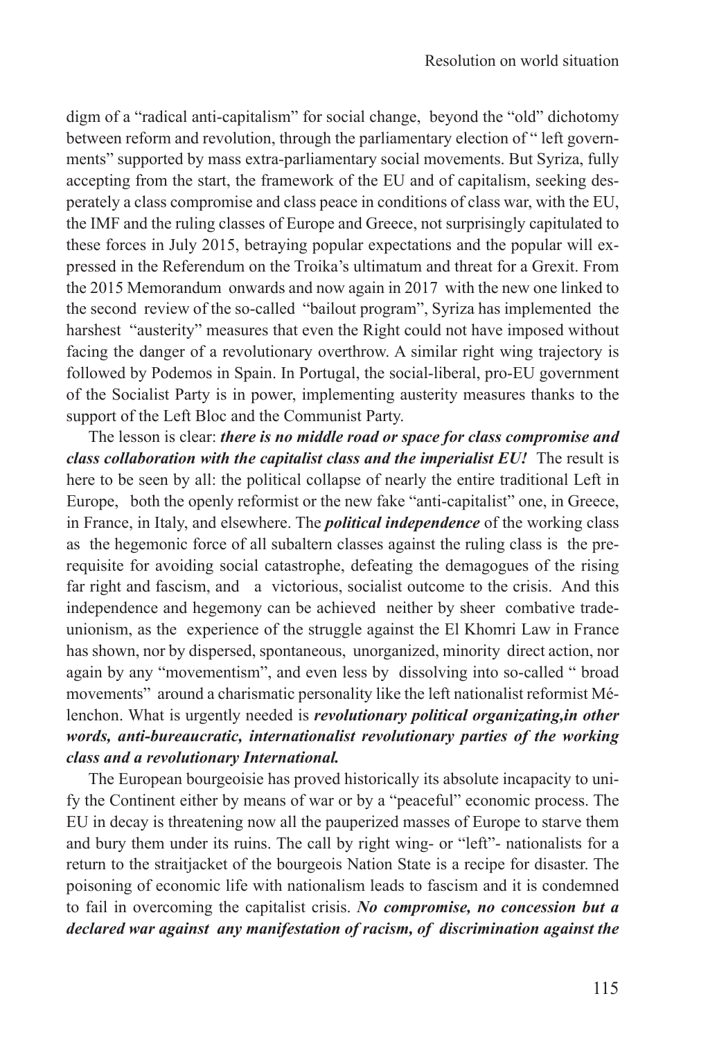digm of a "radical anti-capitalism" for social change, beyond the "old" dichotomy between reform and revolution, through the parliamentary election of " left governments" supported by mass extra-parliamentary social movements. But Syriza, fully accepting from the start, the framework of the EU and of capitalism, seeking desperately a class compromise and class peace in conditions of class war, with the EU, the IMF and the ruling classes of Europe and Greece, not surprisingly capitulated to these forces in July 2015, betraying popular expectations and the popular will expressed in the Referendum on the Troika's ultimatum and threat for a Grexit. From the 2015 Memorandum onwards and now again in 2017 with the new one linked to the second review of the so-called "bailout program", Syriza has implemented the harshest "austerity" measures that even the Right could not have imposed without facing the danger of a revolutionary overthrow. A similar right wing trajectory is followed by Podemos in Spain. In Portugal, the social-liberal, pro-EU government of the Socialist Party is in power, implementing austerity measures thanks to the support of the Left Bloc and the Communist Party.

The lesson is clear: ***there is no middle road or space for class compromise and class collaboration with the capitalist class and the imperialist EU!*** The result is here to be seen by all: the political collapse of nearly the entire traditional Left in Europe, both the openly reformist or the new fake "anti-capitalist" one, in Greece, in France, in Italy, and elsewhere. The ***political independence*** of the working class as the hegemonic force of all subaltern classes against the ruling class is the prerequisite for avoiding social catastrophe, defeating the demagogues of the rising far right and fascism, and a victorious, socialist outcome to the crisis. And this independence and hegemony can be achieved neither by sheer combative trade-unionism, as the experience of the struggle against the El Khomri Law in France has shown, nor by dispersed, spontaneous, unorganized, minority direct action, nor again by any "movementism", and even less by dissolving into so-called " broad movements" around a charismatic personality like the left nationalist reformist Mélenchon. What is urgently needed is ***revolutionary political organizating,in other words, anti-bureaucratic, internationalist revolutionary parties of the working class and a revolutionary International.***

The European bourgeoisie has proved historically its absolute incapacity to unify the Continent either by means of war or by a "peaceful" economic process. The EU in decay is threatening now all the pauperized masses of Europe to starve them and bury them under its ruins. The call by right wing- or "left"- nationalists for a return to the straitjacket of the bourgeois Nation State is a recipe for disaster. The poisoning of economic life with nationalism leads to fascism and it is condemned to fail in overcoming the capitalist crisis. ***No compromise, no concession but a declared war against any manifestation of racism, of discrimination against the***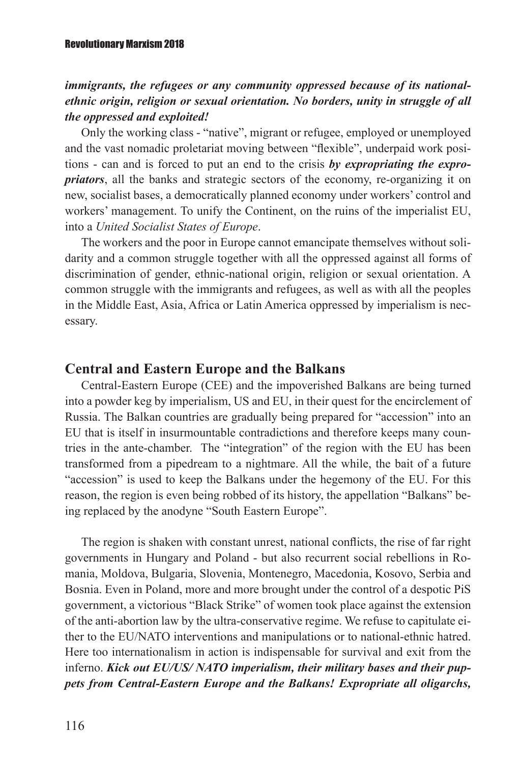***immigrants, the refugees or any community oppressed because of its national-ethnic origin, religion or sexual orientation. No borders, unity in struggle of all the oppressed and exploited!***

Only the working class - "native", migrant or refugee, employed or unemployed and the vast nomadic proletariat moving between "flexible", underpaid work positions - can and is forced to put an end to the crisis ***by expropriating the expropriators***, all the banks and strategic sectors of the economy, re-organizing it on new, socialist bases, a democratically planned economy under workers' control and workers' management. To unify the Continent, on the ruins of the imperialist EU, into a *United Socialist States of Europe*.

The workers and the poor in Europe cannot emancipate themselves without solidarity and a common struggle together with all the oppressed against all forms of discrimination of gender, ethnic-national origin, religion or sexual orientation. A common struggle with the immigrants and refugees, as well as with all the peoples in the Middle East, Asia, Africa or Latin America oppressed by imperialism is necessary.

## Central and Eastern Europe and the Balkans

Central-Eastern Europe (CEE) and the impoverished Balkans are being turned into a powder keg by imperialism, US and EU, in their quest for the encirclement of Russia. The Balkan countries are gradually being prepared for "accession" into an EU that is itself in insurmountable contradictions and therefore keeps many countries in the ante-chamber. The "integration" of the region with the EU has been transformed from a pipedream to a nightmare. All the while, the bait of a future "accession" is used to keep the Balkans under the hegemony of the EU. For this reason, the region is even being robbed of its history, the appellation "Balkans" being replaced by the anodyne "South Eastern Europe".

The region is shaken with constant unrest, national conflicts, the rise of far right governments in Hungary and Poland - but also recurrent social rebellions in Romania, Moldova, Bulgaria, Slovenia, Montenegro, Macedonia, Kosovo, Serbia and Bosnia. Even in Poland, more and more brought under the control of a despotic PiS government, a victorious "Black Strike" of women took place against the extension of the anti-abortion law by the ultra-conservative regime. We refuse to capitulate either to the EU/NATO interventions and manipulations or to national-ethnic hatred. Here too internationalism in action is indispensable for survival and exit from the inferno. ***Kick out EU/US/ NATO imperialism, their military bases and their puppets from Central-Eastern Europe and the Balkans! Expropriate all oligarchs,***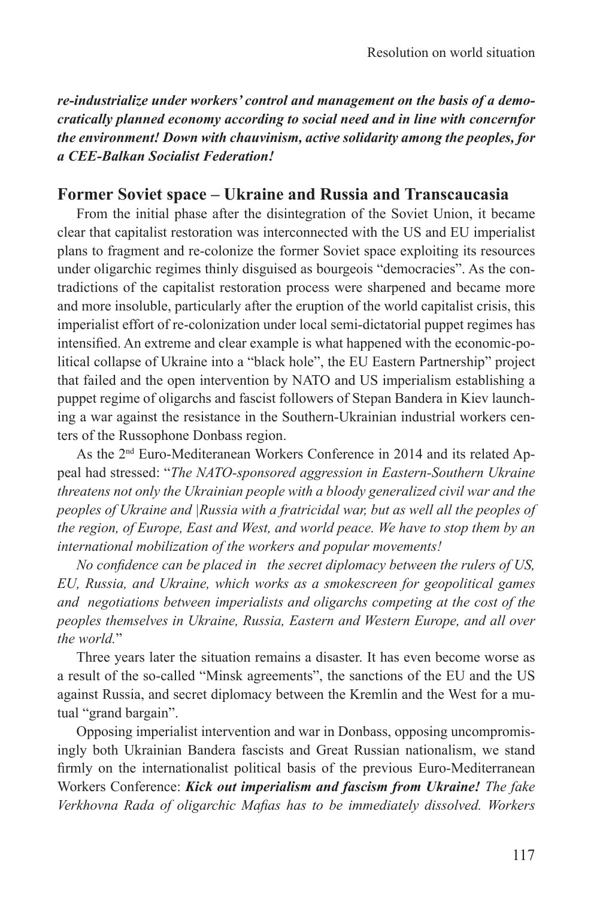***re-industrialize under workers' control and management on the basis of a democratically planned economy according to social need and in line with concernfor the environment! Down with chauvinism, active solidarity among the peoples, for a CEE-Balkan Socialist Federation!***

## Former Soviet space – Ukraine and Russia and Transcaucasia

From the initial phase after the disintegration of the Soviet Union, it became clear that capitalist restoration was interconnected with the US and EU imperialist plans to fragment and re-colonize the former Soviet space exploiting its resources under oligarchic regimes thinly disguised as bourgeois "democracies". As the contradictions of the capitalist restoration process were sharpened and became more and more insoluble, particularly after the eruption of the world capitalist crisis, this imperialist effort of re-colonization under local semi-dictatorial puppet regimes has intensified. An extreme and clear example is what happened with the economic-political collapse of Ukraine into a "black hole", the EU Eastern Partnership" project that failed and the open intervention by NATO and US imperialism establishing a puppet regime of oligarchs and fascist followers of Stepan Bandera in Kiev launching a war against the resistance in the Southern-Ukrainian industrial workers centers of the Russophone Donbass region.

As the 2nd Euro-Mediteranean Workers Conference in 2014 and its related Appeal had stressed: "*The NATO-sponsored aggression in Eastern-Southern Ukraine threatens not only the Ukrainian people with a bloody generalized civil war and the peoples of Ukraine and |Russia with a fratricidal war, but as well all the peoples of the region, of Europe, East and West, and world peace. We have to stop them by an international mobilization of the workers and popular movements!*

*No confidence can be placed in the secret diplomacy between the rulers of US, EU, Russia, and Ukraine, which works as a smokescreen for geopolitical games and negotiations between imperialists and oligarchs competing at the cost of the peoples themselves in Ukraine, Russia, Eastern and Western Europe, and all over the world.*"

Three years later the situation remains a disaster. It has even become worse as a result of the so-called "Minsk agreements", the sanctions of the EU and the US against Russia, and secret diplomacy between the Kremlin and the West for a mutual "grand bargain".

Opposing imperialist intervention and war in Donbass, opposing uncompromisingly both Ukrainian Bandera fascists and Great Russian nationalism, we stand firmly on the internationalist political basis of the previous Euro-Mediterranean Workers Conference: ***Kick out imperialism and fascism from Ukraine!*** *The fake Verkhovna Rada of oligarchic Mafias has to be immediately dissolved. Workers*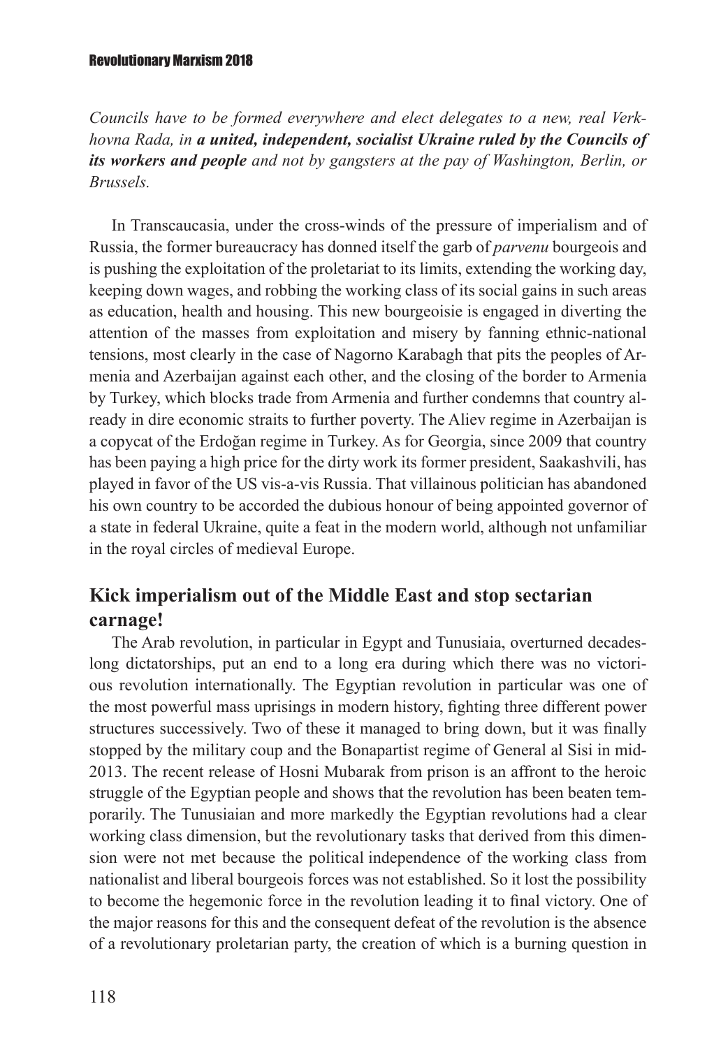*Councils have to be formed everywhere and elect delegates to a new, real Verkhovna Rada, in* ***a united, independent, socialist Ukraine ruled by the Councils of its workers and people*** *and not by gangsters at the pay of Washington, Berlin, or Brussels.*

In Transcaucasia, under the cross-winds of the pressure of imperialism and of Russia, the former bureaucracy has donned itself the garb of *parvenu* bourgeois and is pushing the exploitation of the proletariat to its limits, extending the working day, keeping down wages, and robbing the working class of its social gains in such areas as education, health and housing. This new bourgeoisie is engaged in diverting the attention of the masses from exploitation and misery by fanning ethnic-national tensions, most clearly in the case of Nagorno Karabagh that pits the peoples of Armenia and Azerbaijan against each other, and the closing of the border to Armenia by Turkey, which blocks trade from Armenia and further condemns that country already in dire economic straits to further poverty. The Aliev regime in Azerbaijan is a copycat of the Erdoğan regime in Turkey. As for Georgia, since 2009 that country has been paying a high price for the dirty work its former president, Saakashvili, has played in favor of the US vis-a-vis Russia. That villainous politician has abandoned his own country to be accorded the dubious honour of being appointed governor of a state in federal Ukraine, quite a feat in the modern world, although not unfamiliar in the royal circles of medieval Europe.

## Kick imperialism out of the Middle East and stop sectarian carnage!

The Arab revolution, in particular in Egypt and Tunusiaia, overturned decades-long dictatorships, put an end to a long era during which there was no victorious revolution internationally. The Egyptian revolution in particular was one of the most powerful mass uprisings in modern history, fighting three different power structures successively. Two of these it managed to bring down, but it was finally stopped by the military coup and the Bonapartist regime of General al Sisi in mid-2013. The recent release of Hosni Mubarak from prison is an affront to the heroic struggle of the Egyptian people and shows that the revolution has been beaten temporarily. The Tunusiaian and more markedly the Egyptian revolutions had a clear working class dimension, but the revolutionary tasks that derived from this dimension were not met because the political independence of the working class from nationalist and liberal bourgeois forces was not established. So it lost the possibility to become the hegemonic force in the revolution leading it to final victory. One of the major reasons for this and the consequent defeat of the revolution is the absence of a revolutionary proletarian party, the creation of which is a burning question in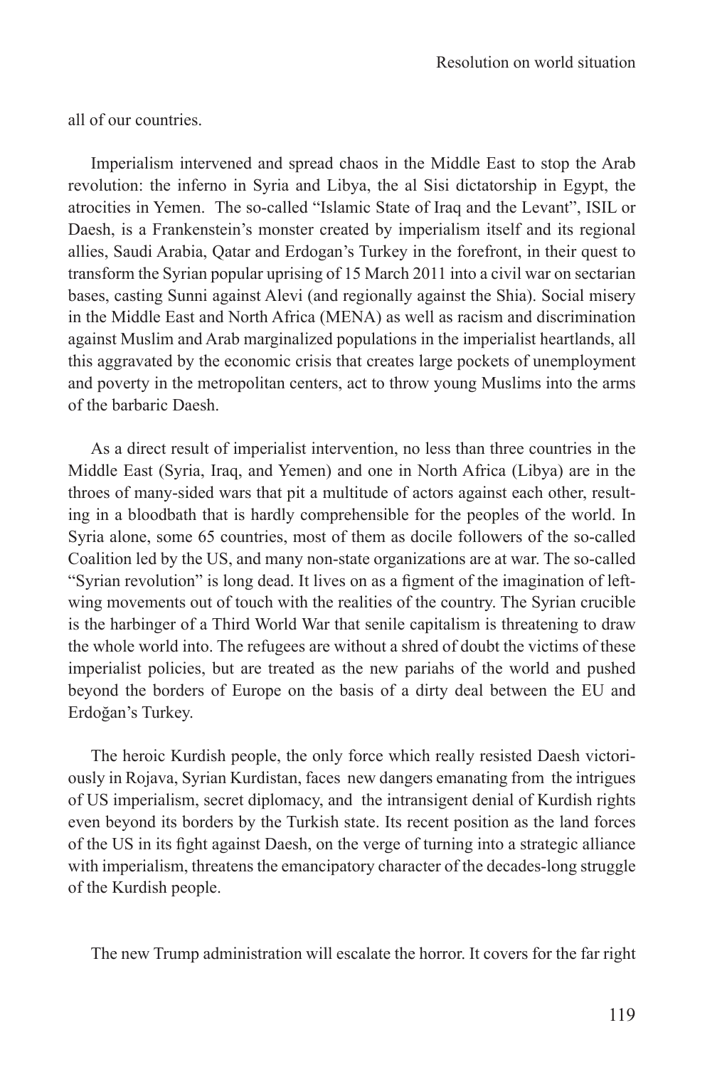all of our countries.

Imperialism intervened and spread chaos in the Middle East to stop the Arab revolution: the inferno in Syria and Libya, the al Sisi dictatorship in Egypt, the atrocities in Yemen. The so-called "Islamic State of Iraq and the Levant", ISIL or Daesh, is a Frankenstein's monster created by imperialism itself and its regional allies, Saudi Arabia, Qatar and Erdogan's Turkey in the forefront, in their quest to transform the Syrian popular uprising of 15 March 2011 into a civil war on sectarian bases, casting Sunni against Alevi (and regionally against the Shia). Social misery in the Middle East and North Africa (MENA) as well as racism and discrimination against Muslim and Arab marginalized populations in the imperialist heartlands, all this aggravated by the economic crisis that creates large pockets of unemployment and poverty in the metropolitan centers, act to throw young Muslims into the arms of the barbaric Daesh.

As a direct result of imperialist intervention, no less than three countries in the Middle East (Syria, Iraq, and Yemen) and one in North Africa (Libya) are in the throes of many-sided wars that pit a multitude of actors against each other, resulting in a bloodbath that is hardly comprehensible for the peoples of the world. In Syria alone, some 65 countries, most of them as docile followers of the so-called Coalition led by the US, and many non-state organizations are at war. The so-called "Syrian revolution" is long dead. It lives on as a figment of the imagination of left-wing movements out of touch with the realities of the country. The Syrian crucible is the harbinger of a Third World War that senile capitalism is threatening to draw the whole world into. The refugees are without a shred of doubt the victims of these imperialist policies, but are treated as the new pariahs of the world and pushed beyond the borders of Europe on the basis of a dirty deal between the EU and Erdoğan's Turkey.

The heroic Kurdish people, the only force which really resisted Daesh victoriously in Rojava, Syrian Kurdistan, faces new dangers emanating from the intrigues of US imperialism, secret diplomacy, and the intransigent denial of Kurdish rights even beyond its borders by the Turkish state. Its recent position as the land forces of the US in its fight against Daesh, on the verge of turning into a strategic alliance with imperialism, threatens the emancipatory character of the decades-long struggle of the Kurdish people.

The new Trump administration will escalate the horror. It covers for the far right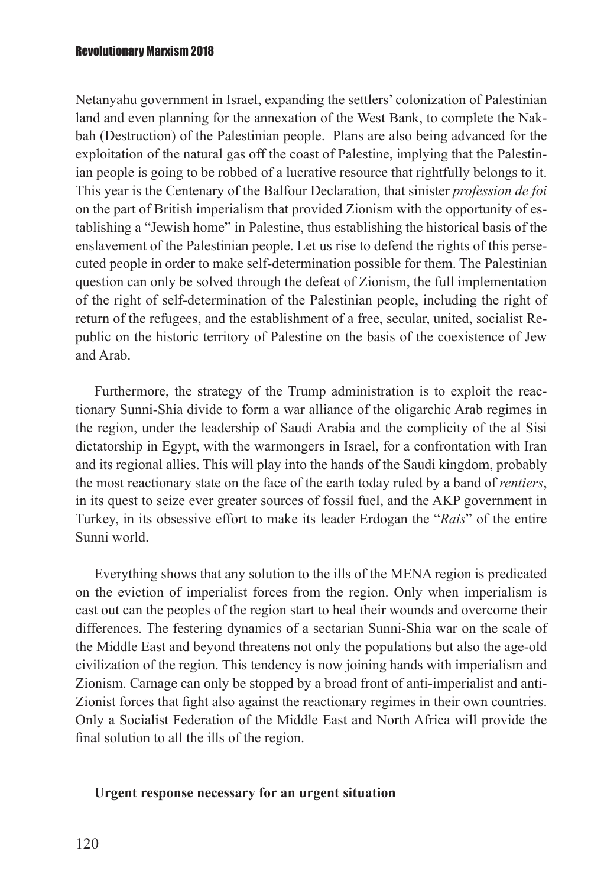Netanyahu government in Israel, expanding the settlers' colonization of Palestinian land and even planning for the annexation of the West Bank, to complete the Nakbah (Destruction) of the Palestinian people. Plans are also being advanced for the exploitation of the natural gas off the coast of Palestine, implying that the Palestinian people is going to be robbed of a lucrative resource that rightfully belongs to it. This year is the Centenary of the Balfour Declaration, that sinister *profession de foi* on the part of British imperialism that provided Zionism with the opportunity of establishing a "Jewish home" in Palestine, thus establishing the historical basis of the enslavement of the Palestinian people. Let us rise to defend the rights of this persecuted people in order to make self-determination possible for them. The Palestinian question can only be solved through the defeat of Zionism, the full implementation of the right of self-determination of the Palestinian people, including the right of return of the refugees, and the establishment of a free, secular, united, socialist Republic on the historic territory of Palestine on the basis of the coexistence of Jew and Arab.

Furthermore, the strategy of the Trump administration is to exploit the reactionary Sunni-Shia divide to form a war alliance of the oligarchic Arab regimes in the region, under the leadership of Saudi Arabia and the complicity of the al Sisi dictatorship in Egypt, with the warmongers in Israel, for a confrontation with Iran and its regional allies. This will play into the hands of the Saudi kingdom, probably the most reactionary state on the face of the earth today ruled by a band of *rentiers*, in its quest to seize ever greater sources of fossil fuel, and the AKP government in Turkey, in its obsessive effort to make its leader Erdogan the "*Rais*" of the entire Sunni world.

Everything shows that any solution to the ills of the MENA region is predicated on the eviction of imperialist forces from the region. Only when imperialism is cast out can the peoples of the region start to heal their wounds and overcome their differences. The festering dynamics of a sectarian Sunni-Shia war on the scale of the Middle East and beyond threatens not only the populations but also the age-old civilization of the region. This tendency is now joining hands with imperialism and Zionism. Carnage can only be stopped by a broad front of anti-imperialist and anti-Zionist forces that fight also against the reactionary regimes in their own countries. Only a Socialist Federation of the Middle East and North Africa will provide the final solution to all the ills of the region.

**Urgent response necessary for an urgent situation**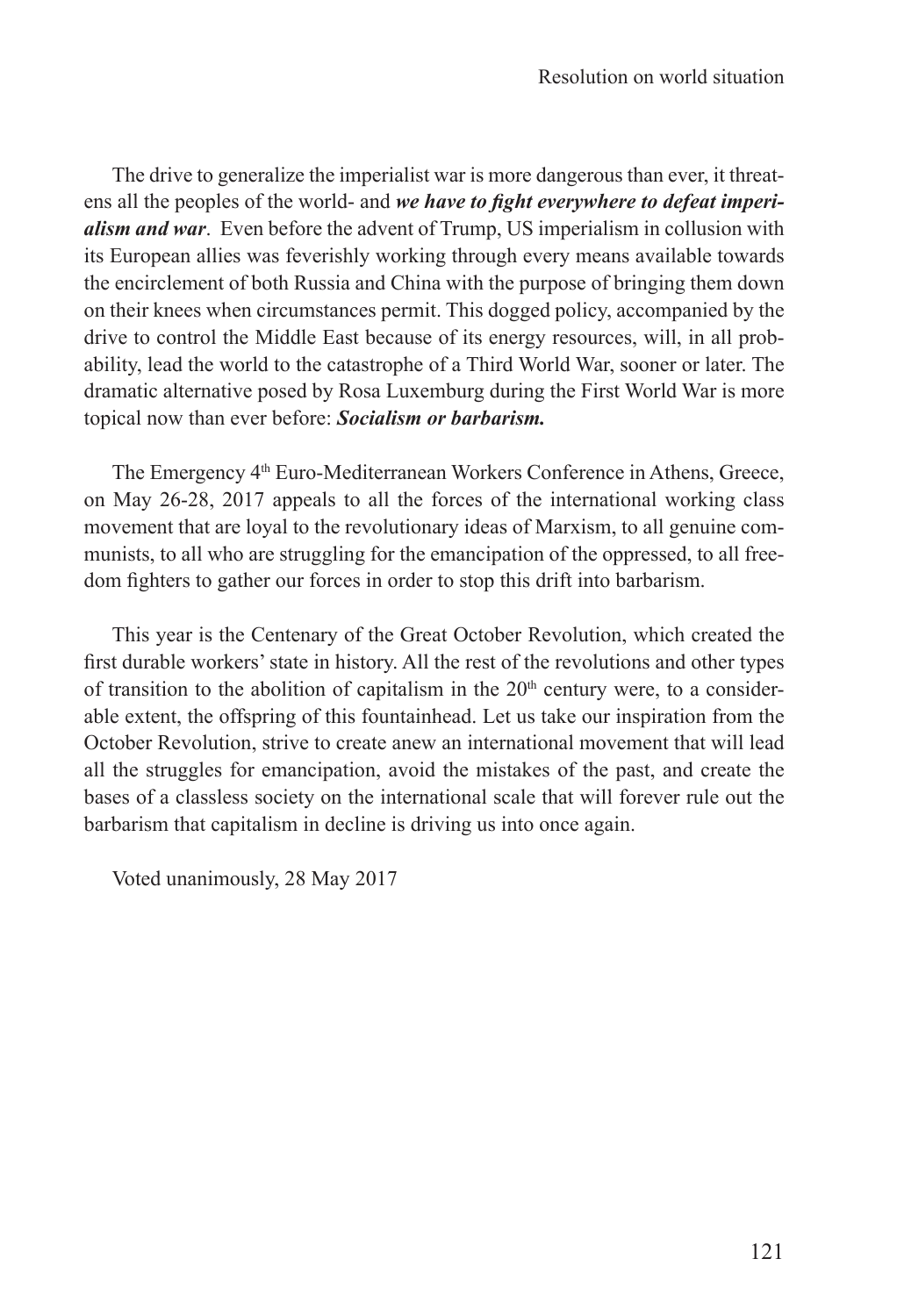The drive to generalize the imperialist war is more dangerous than ever, it threatens all the peoples of the world- and ***we have to fight everywhere to defeat imperialism and war***. Even before the advent of Trump, US imperialism in collusion with its European allies was feverishly working through every means available towards the encirclement of both Russia and China with the purpose of bringing them down on their knees when circumstances permit. This dogged policy, accompanied by the drive to control the Middle East because of its energy resources, will, in all probability, lead the world to the catastrophe of a Third World War, sooner or later. The dramatic alternative posed by Rosa Luxemburg during the First World War is more topical now than ever before: ***Socialism or barbarism.***

The Emergency 4th Euro-Mediterranean Workers Conference in Athens, Greece, on May 26-28, 2017 appeals to all the forces of the international working class movement that are loyal to the revolutionary ideas of Marxism, to all genuine communists, to all who are struggling for the emancipation of the oppressed, to all freedom fighters to gather our forces in order to stop this drift into barbarism.

This year is the Centenary of the Great October Revolution, which created the first durable workers' state in history. All the rest of the revolutions and other types of transition to the abolition of capitalism in the 20th century were, to a considerable extent, the offspring of this fountainhead. Let us take our inspiration from the October Revolution, strive to create anew an international movement that will lead all the struggles for emancipation, avoid the mistakes of the past, and create the bases of a classless society on the international scale that will forever rule out the barbarism that capitalism in decline is driving us into once again.

Voted unanimously, 28 May 2017